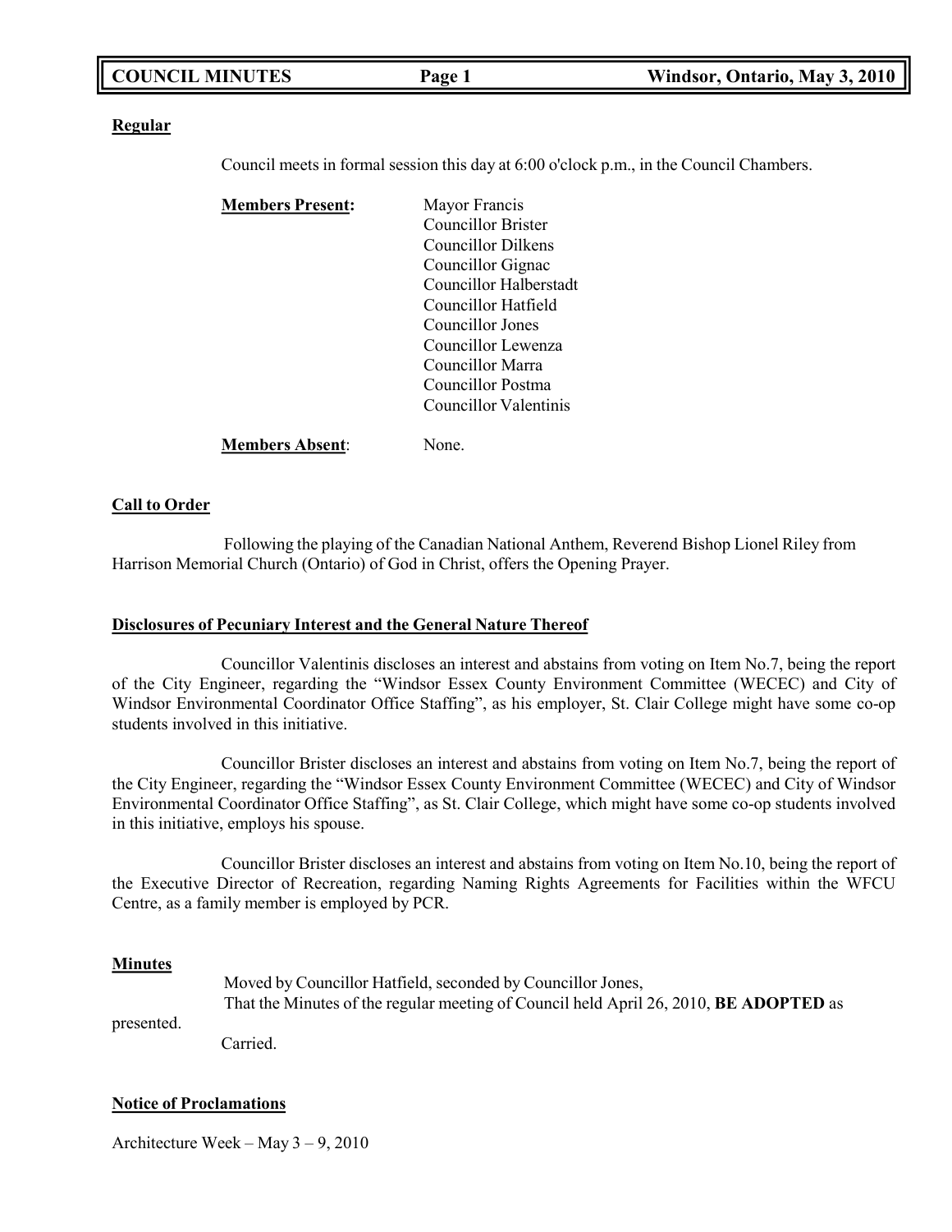**Regular**

Council meets in formal session this day at 6:00 o'clock p.m., in the Council Chambers.

**Members Present:**

Mayor Francis
Councillor Brister
Councillor Dilkens
Councillor Gignac
Councillor Halberstadt
Councillor Hatfield
Councillor Jones
Councillor Lewenza
Councillor Marra
Councillor Postma
Councillor Valentinis

**Members Absent**: None.

**Call to Order**

Following the playing of the Canadian National Anthem, Reverend Bishop Lionel Riley from Harrison Memorial Church (Ontario) of God in Christ, offers the Opening Prayer.

**Disclosures of Pecuniary Interest and the General Nature Thereof**

Councillor Valentinis discloses an interest and abstains from voting on Item No.7, being the report of the City Engineer, regarding the "Windsor Essex County Environment Committee (WECEC) and City of Windsor Environmental Coordinator Office Staffing", as his employer, St. Clair College might have some co-op students involved in this initiative.

Councillor Brister discloses an interest and abstains from voting on Item No.7, being the report of the City Engineer, regarding the "Windsor Essex County Environment Committee (WECEC) and City of Windsor Environmental Coordinator Office Staffing", as St. Clair College, which might have some co-op students involved in this initiative, employs his spouse.

Councillor Brister discloses an interest and abstains from voting on Item No.10, being the report of the Executive Director of Recreation, regarding Naming Rights Agreements for Facilities within the WFCU Centre, as a family member is employed by PCR.

**Minutes**

Moved by Councillor Hatfield, seconded by Councillor Jones,
That the Minutes of the regular meeting of Council held April 26, 2010, **BE ADOPTED** as presented.
Carried.

**Notice of Proclamations**

Architecture Week – May 3 – 9, 2010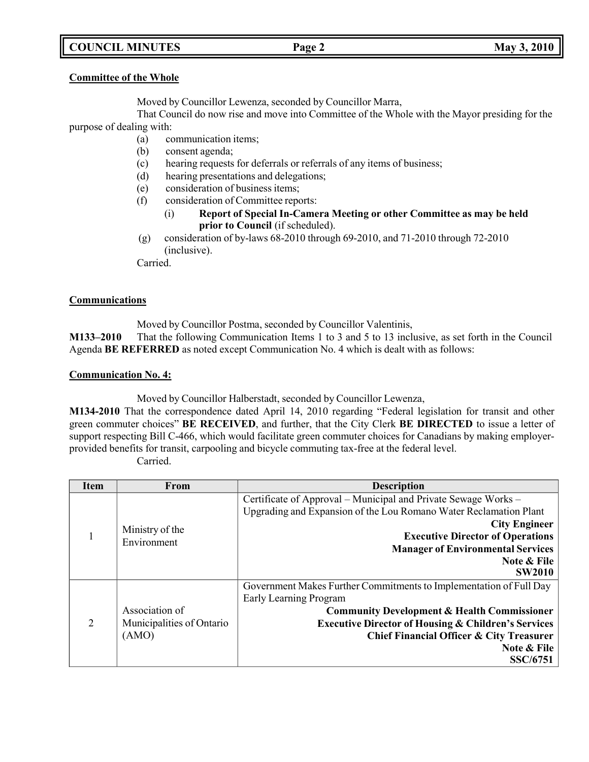**Committee of the Whole**

Moved by Councillor Lewenza, seconded by Councillor Marra,

That Council do now rise and move into Committee of the Whole with the Mayor presiding for the purpose of dealing with:

- (a) communication items;
- (b) consent agenda;
- (c) hearing requests for deferrals or referrals of any items of business;
- (d) hearing presentations and delegations;
- (e) consideration of business items;
- (f) consideration of Committee reports:
  - (i) **Report of Special In-Camera Meeting or other Committee as may be held prior to Council** (if scheduled).
- (g) consideration of by-laws 68-2010 through 69-2010, and 71-2010 through 72-2010 (inclusive).

Carried.

**Communications**

Moved by Councillor Postma, seconded by Councillor Valentinis,

**M133–2010** That the following Communication Items 1 to 3 and 5 to 13 inclusive, as set forth in the Council Agenda **BE REFERRED** as noted except Communication No. 4 which is dealt with as follows:

**Communication No. 4:**

Moved by Councillor Halberstadt, seconded by Councillor Lewenza,

**M134-2010** That the correspondence dated April 14, 2010 regarding "Federal legislation for transit and other green commuter choices" **BE RECEIVED**, and further, that the City Clerk **BE DIRECTED** to issue a letter of support respecting Bill C-466, which would facilitate green commuter choices for Canadians by making employer-provided benefits for transit, carpooling and bicycle commuting tax-free at the federal level.

Carried.

| Item | From | Description |
|---|---|---|
| 1 | Ministry of the Environment | Certificate of Approval – Municipal and Private Sewage Works – Upgrading and Expansion of the Lou Romano Water Reclamation Plant<br>**City Engineer**<br>**Executive Director of Operations**<br>**Manager of Environmental Services**<br>**Note & File**<br>**SW2010** |
| 2 | Association of Municipalities of Ontario (AMO) | Government Makes Further Commitments to Implementation of Full Day Early Learning Program<br>**Community Development & Health Commissioner**<br>**Executive Director of Housing & Children's Services**<br>**Chief Financial Officer & City Treasurer**<br>**Note & File**<br>**SSC/6751** |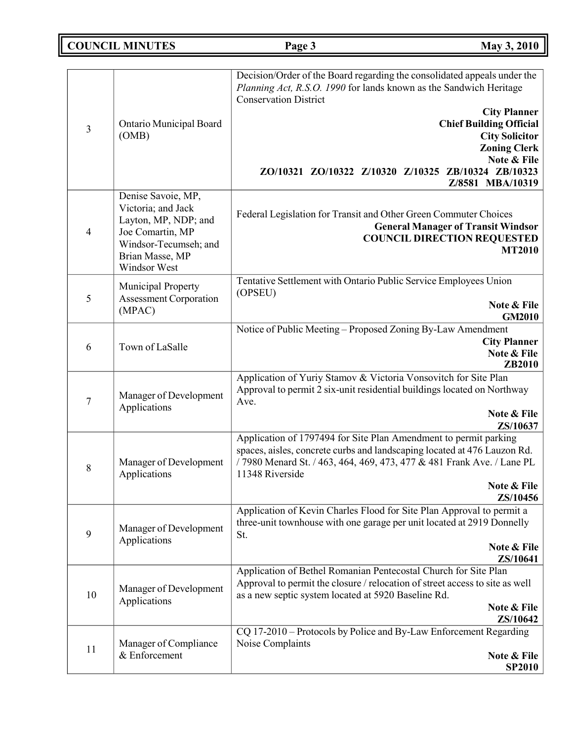| | | |
|---|---|---|
| 3 | Ontario Municipal Board (OMB) | Decision/Order of the Board regarding the consolidated appeals under the *Planning Act, R.S.O. 1990* for lands known as the Sandwich Heritage Conservation District<br>**City Planner**<br>**Chief Building Official**<br>**City Solicitor**<br>**Zoning Clerk**<br>**Note & File**<br>**ZO/10321 ZO/10322 Z/10320 Z/10325 ZB/10324 ZB/10323 Z/8581 MBA/10319** |
| 4 | Denise Savoie, MP, Victoria; and Jack Layton, MP, NDP; and Joe Comartin, MP Windsor-Tecumseh; and Brian Masse, MP Windsor West | Federal Legislation for Transit and Other Green Commuter Choices<br>**General Manager of Transit Windsor**<br>**COUNCIL DIRECTION REQUESTED**<br>**MT2010** |
| 5 | Municipal Property Assessment Corporation (MPAC) | Tentative Settlement with Ontario Public Service Employees Union (OPSEU)<br>**Note & File**<br>**GM2010** |
| 6 | Town of LaSalle | Notice of Public Meeting – Proposed Zoning By-Law Amendment<br>**City Planner**<br>**Note & File**<br>**ZB2010** |
| 7 | Manager of Development Applications | Application of Yuriy Stamov & Victoria Vonsovitch for Site Plan Approval to permit 2 six-unit residential buildings located on Northway Ave.<br>**Note & File**<br>**ZS/10637** |
| 8 | Manager of Development Applications | Application of 1797494 for Site Plan Amendment to permit parking spaces, aisles, concrete curbs and landscaping located at 476 Lauzon Rd. / 7980 Menard St. / 463, 464, 469, 473, 477 & 481 Frank Ave. / Lane PL 11348 Riverside<br>**Note & File**<br>**ZS/10456** |
| 9 | Manager of Development Applications | Application of Kevin Charles Flood for Site Plan Approval to permit a three-unit townhouse with one garage per unit located at 2919 Donnelly St.<br>**Note & File**<br>**ZS/10641** |
| 10 | Manager of Development Applications | Application of Bethel Romanian Pentecostal Church for Site Plan Approval to permit the closure / relocation of street access to site as well as a new septic system located at 5920 Baseline Rd.<br>**Note & File**<br>**ZS/10642** |
| 11 | Manager of Compliance & Enforcement | CQ 17-2010 – Protocols by Police and By-Law Enforcement Regarding Noise Complaints<br>**Note & File**<br>**SP2010** |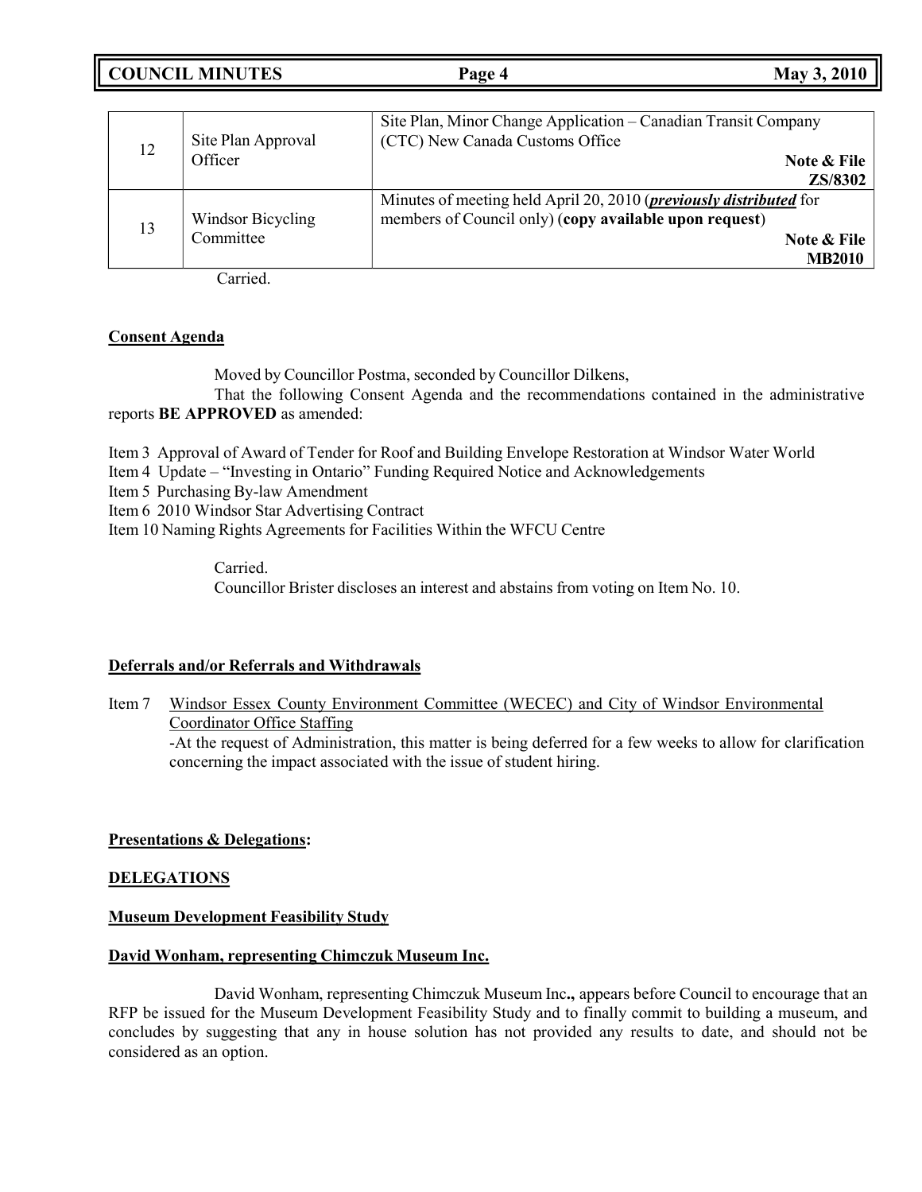| | | |
|---|---|---|
| 12 | Site Plan Approval Officer | Site Plan, Minor Change Application – Canadian Transit Company (CTC) New Canada Customs Office<br>**Note & File**<br>**ZS/8302** |
| 13 | Windsor Bicycling Committee | Minutes of meeting held April 20, 2010 (***previously distributed*** for members of Council only) (**copy available upon request**)<br>**Note & File**<br>**MB2010** |

Carried.

**Consent Agenda**

Moved by Councillor Postma, seconded by Councillor Dilkens,

That the following Consent Agenda and the recommendations contained in the administrative reports **BE APPROVED** as amended:

Item 3 Approval of Award of Tender for Roof and Building Envelope Restoration at Windsor Water World
Item 4 Update – "Investing in Ontario" Funding Required Notice and Acknowledgements
Item 5 Purchasing By-law Amendment
Item 6 2010 Windsor Star Advertising Contract
Item 10 Naming Rights Agreements for Facilities Within the WFCU Centre

Carried.
Councillor Brister discloses an interest and abstains from voting on Item No. 10.

**Deferrals and/or Referrals and Withdrawals**

Item 7 Windsor Essex County Environment Committee (WECEC) and City of Windsor Environmental Coordinator Office Staffing
-At the request of Administration, this matter is being deferred for a few weeks to allow for clarification concerning the impact associated with the issue of student hiring.

**Presentations & Delegations:**

**DELEGATIONS**

**Museum Development Feasibility Study**

**David Wonham, representing Chimczuk Museum Inc.**

David Wonham, representing Chimczuk Museum Inc**.,** appears before Council to encourage that an RFP be issued for the Museum Development Feasibility Study and to finally commit to building a museum, and concludes by suggesting that any in house solution has not provided any results to date, and should not be considered as an option.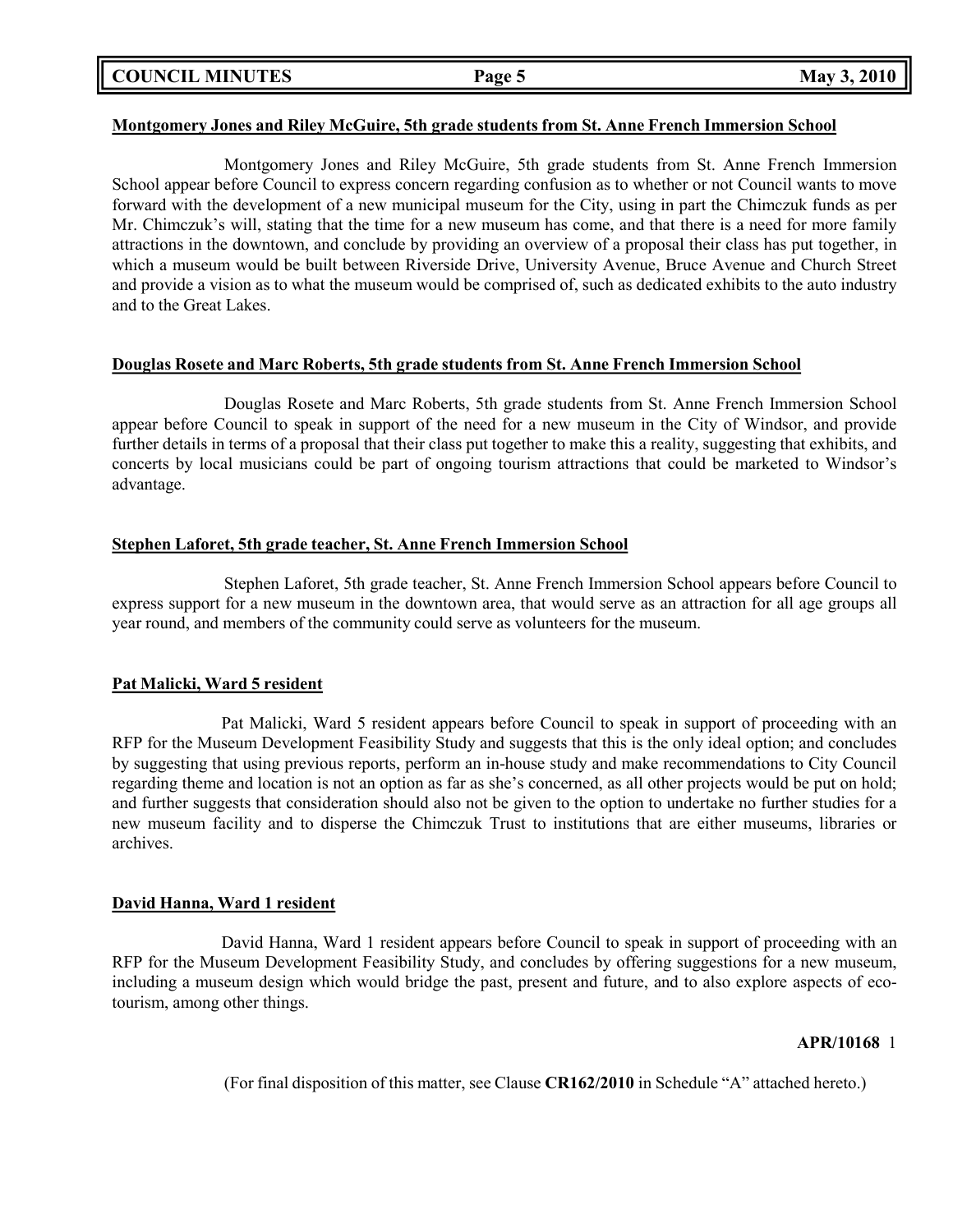**Montgomery Jones and Riley McGuire, 5th grade students from St. Anne French Immersion School**

Montgomery Jones and Riley McGuire, 5th grade students from St. Anne French Immersion School appear before Council to express concern regarding confusion as to whether or not Council wants to move forward with the development of a new municipal museum for the City, using in part the Chimczuk funds as per Mr. Chimczuk's will, stating that the time for a new museum has come, and that there is a need for more family attractions in the downtown, and conclude by providing an overview of a proposal their class has put together, in which a museum would be built between Riverside Drive, University Avenue, Bruce Avenue and Church Street and provide a vision as to what the museum would be comprised of, such as dedicated exhibits to the auto industry and to the Great Lakes.

**Douglas Rosete and Marc Roberts, 5th grade students from St. Anne French Immersion School**

Douglas Rosete and Marc Roberts, 5th grade students from St. Anne French Immersion School appear before Council to speak in support of the need for a new museum in the City of Windsor, and provide further details in terms of a proposal that their class put together to make this a reality, suggesting that exhibits, and concerts by local musicians could be part of ongoing tourism attractions that could be marketed to Windsor's advantage.

**Stephen Laforet, 5th grade teacher, St. Anne French Immersion School**

Stephen Laforet, 5th grade teacher, St. Anne French Immersion School appears before Council to express support for a new museum in the downtown area, that would serve as an attraction for all age groups all year round, and members of the community could serve as volunteers for the museum.

**Pat Malicki, Ward 5 resident**

Pat Malicki, Ward 5 resident appears before Council to speak in support of proceeding with an RFP for the Museum Development Feasibility Study and suggests that this is the only ideal option; and concludes by suggesting that using previous reports, perform an in-house study and make recommendations to City Council regarding theme and location is not an option as far as she's concerned, as all other projects would be put on hold; and further suggests that consideration should also not be given to the option to undertake no further studies for a new museum facility and to disperse the Chimczuk Trust to institutions that are either museums, libraries or archives.

**David Hanna, Ward 1 resident**

David Hanna, Ward 1 resident appears before Council to speak in support of proceeding with an RFP for the Museum Development Feasibility Study, and concludes by offering suggestions for a new museum, including a museum design which would bridge the past, present and future, and to also explore aspects of eco-tourism, among other things.

**APR/10168** 1

(For final disposition of this matter, see Clause **CR162/2010** in Schedule "A" attached hereto.)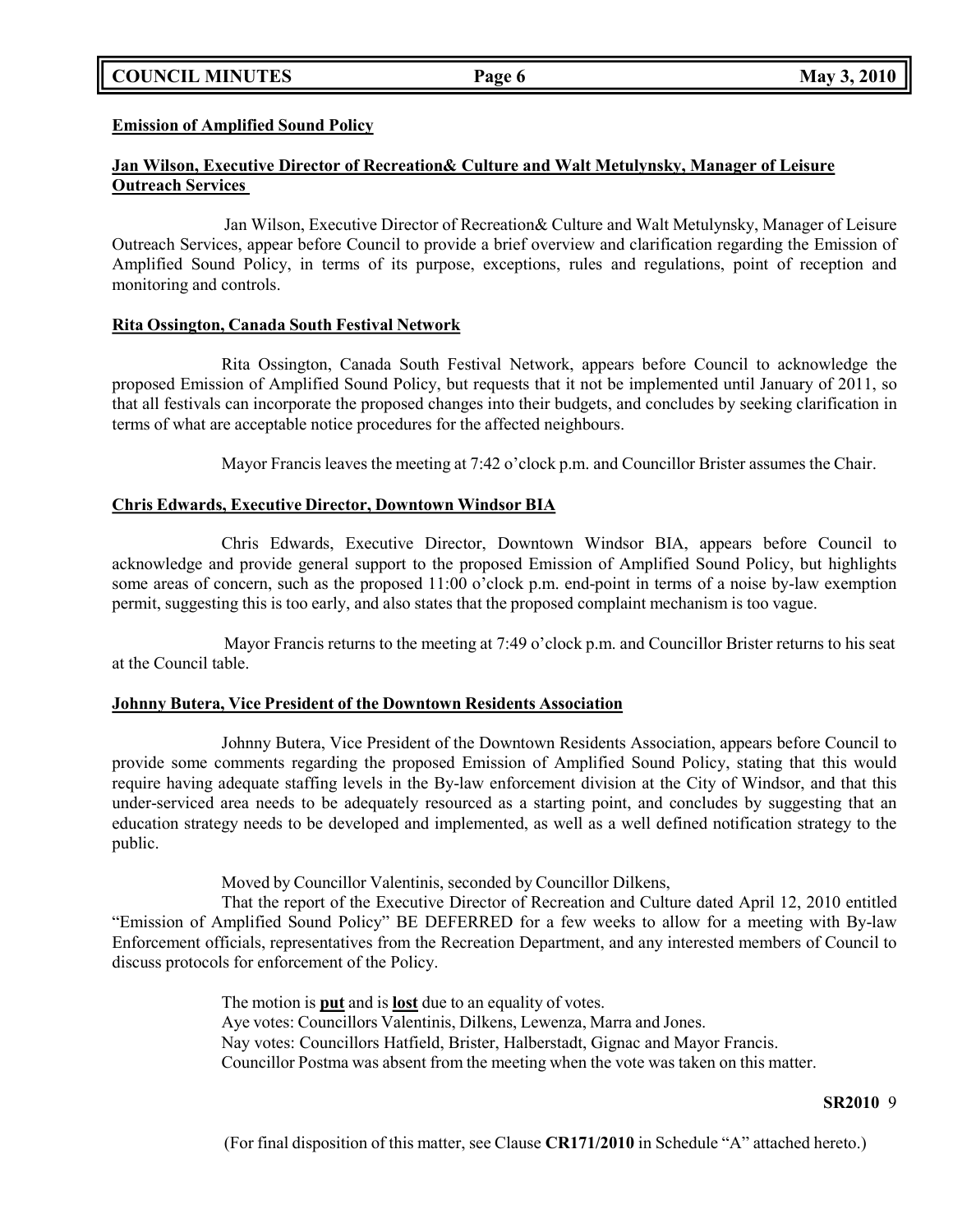**Emission of Amplified Sound Policy**

**Jan Wilson, Executive Director of Recreation& Culture and Walt Metulynsky, Manager of Leisure Outreach Services**

Jan Wilson, Executive Director of Recreation& Culture and Walt Metulynsky, Manager of Leisure Outreach Services, appear before Council to provide a brief overview and clarification regarding the Emission of Amplified Sound Policy, in terms of its purpose, exceptions, rules and regulations, point of reception and monitoring and controls.

**Rita Ossington, Canada South Festival Network**

Rita Ossington, Canada South Festival Network, appears before Council to acknowledge the proposed Emission of Amplified Sound Policy, but requests that it not be implemented until January of 2011, so that all festivals can incorporate the proposed changes into their budgets, and concludes by seeking clarification in terms of what are acceptable notice procedures for the affected neighbours.

Mayor Francis leaves the meeting at 7:42 o'clock p.m. and Councillor Brister assumes the Chair.

**Chris Edwards, Executive Director, Downtown Windsor BIA**

Chris Edwards, Executive Director, Downtown Windsor BIA, appears before Council to acknowledge and provide general support to the proposed Emission of Amplified Sound Policy, but highlights some areas of concern, such as the proposed 11:00 o'clock p.m. end-point in terms of a noise by-law exemption permit, suggesting this is too early, and also states that the proposed complaint mechanism is too vague.

Mayor Francis returns to the meeting at 7:49 o'clock p.m. and Councillor Brister returns to his seat at the Council table.

**Johnny Butera, Vice President of the Downtown Residents Association**

Johnny Butera, Vice President of the Downtown Residents Association, appears before Council to provide some comments regarding the proposed Emission of Amplified Sound Policy, stating that this would require having adequate staffing levels in the By-law enforcement division at the City of Windsor, and that this under-serviced area needs to be adequately resourced as a starting point, and concludes by suggesting that an education strategy needs to be developed and implemented, as well as a well defined notification strategy to the public.

Moved by Councillor Valentinis, seconded by Councillor Dilkens,

That the report of the Executive Director of Recreation and Culture dated April 12, 2010 entitled "Emission of Amplified Sound Policy" BE DEFERRED for a few weeks to allow for a meeting with By-law Enforcement officials, representatives from the Recreation Department, and any interested members of Council to discuss protocols for enforcement of the Policy.

The motion is **put** and is **lost** due to an equality of votes.
Aye votes: Councillors Valentinis, Dilkens, Lewenza, Marra and Jones.
Nay votes: Councillors Hatfield, Brister, Halberstadt, Gignac and Mayor Francis.
Councillor Postma was absent from the meeting when the vote was taken on this matter.

**SR2010** 9

(For final disposition of this matter, see Clause **CR171/2010** in Schedule "A" attached hereto.)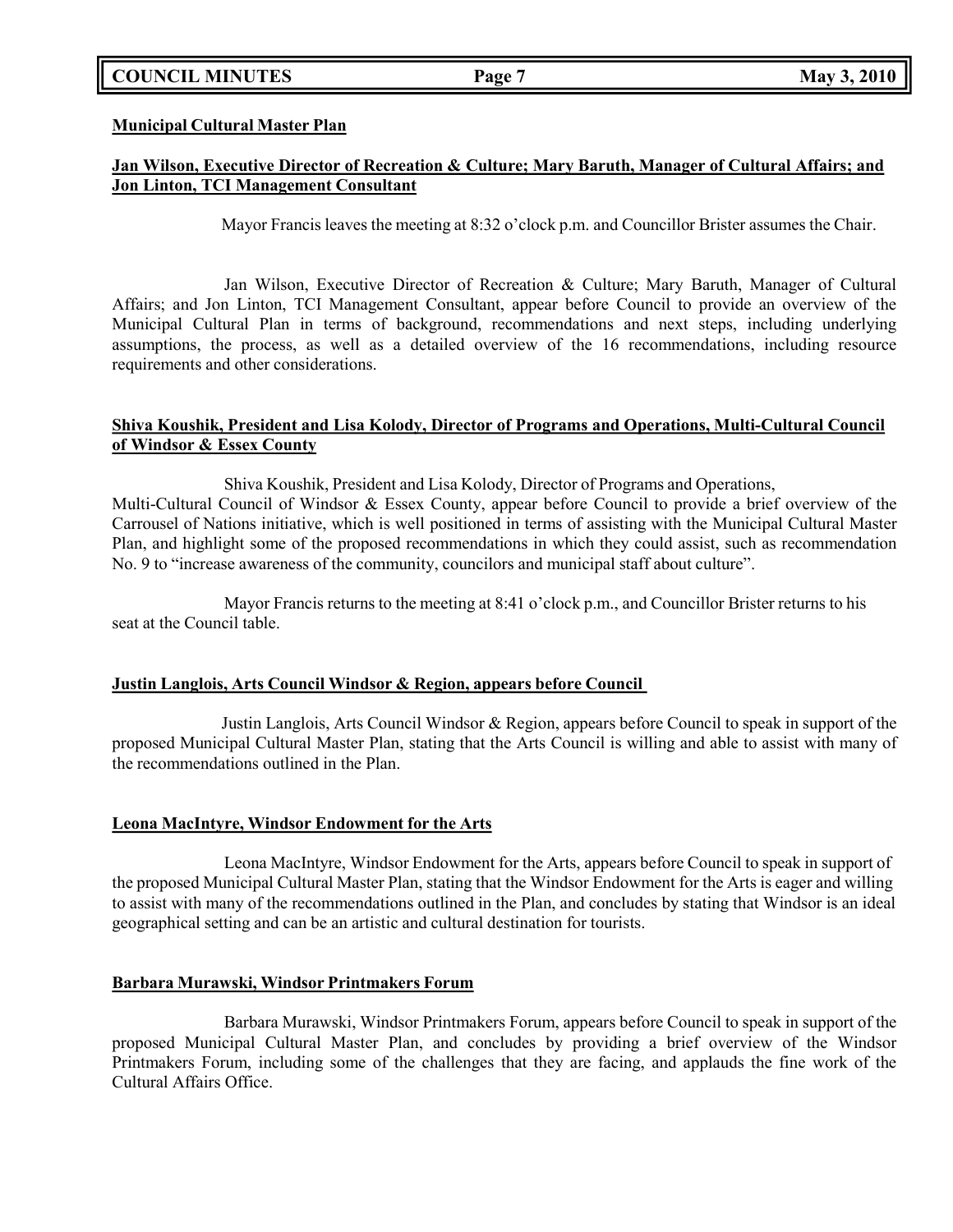**Municipal Cultural Master Plan**

**Jan Wilson, Executive Director of Recreation & Culture; Mary Baruth, Manager of Cultural Affairs; and Jon Linton, TCI Management Consultant**

Mayor Francis leaves the meeting at 8:32 o'clock p.m. and Councillor Brister assumes the Chair.

Jan Wilson, Executive Director of Recreation & Culture; Mary Baruth, Manager of Cultural Affairs; and Jon Linton, TCI Management Consultant, appear before Council to provide an overview of the Municipal Cultural Plan in terms of background, recommendations and next steps, including underlying assumptions, the process, as well as a detailed overview of the 16 recommendations, including resource requirements and other considerations.

**Shiva Koushik, President and Lisa Kolody, Director of Programs and Operations, Multi-Cultural Council of Windsor & Essex County**

Shiva Koushik, President and Lisa Kolody, Director of Programs and Operations, Multi-Cultural Council of Windsor & Essex County, appear before Council to provide a brief overview of the Carrousel of Nations initiative, which is well positioned in terms of assisting with the Municipal Cultural Master Plan, and highlight some of the proposed recommendations in which they could assist, such as recommendation No. 9 to "increase awareness of the community, councilors and municipal staff about culture".

Mayor Francis returns to the meeting at 8:41 o'clock p.m., and Councillor Brister returns to his seat at the Council table.

**Justin Langlois, Arts Council Windsor & Region, appears before Council**

Justin Langlois, Arts Council Windsor & Region, appears before Council to speak in support of the proposed Municipal Cultural Master Plan, stating that the Arts Council is willing and able to assist with many of the recommendations outlined in the Plan.

**Leona MacIntyre, Windsor Endowment for the Arts**

Leona MacIntyre, Windsor Endowment for the Arts, appears before Council to speak in support of the proposed Municipal Cultural Master Plan, stating that the Windsor Endowment for the Arts is eager and willing to assist with many of the recommendations outlined in the Plan, and concludes by stating that Windsor is an ideal geographical setting and can be an artistic and cultural destination for tourists.

**Barbara Murawski, Windsor Printmakers Forum**

Barbara Murawski, Windsor Printmakers Forum, appears before Council to speak in support of the proposed Municipal Cultural Master Plan, and concludes by providing a brief overview of the Windsor Printmakers Forum, including some of the challenges that they are facing, and applauds the fine work of the Cultural Affairs Office.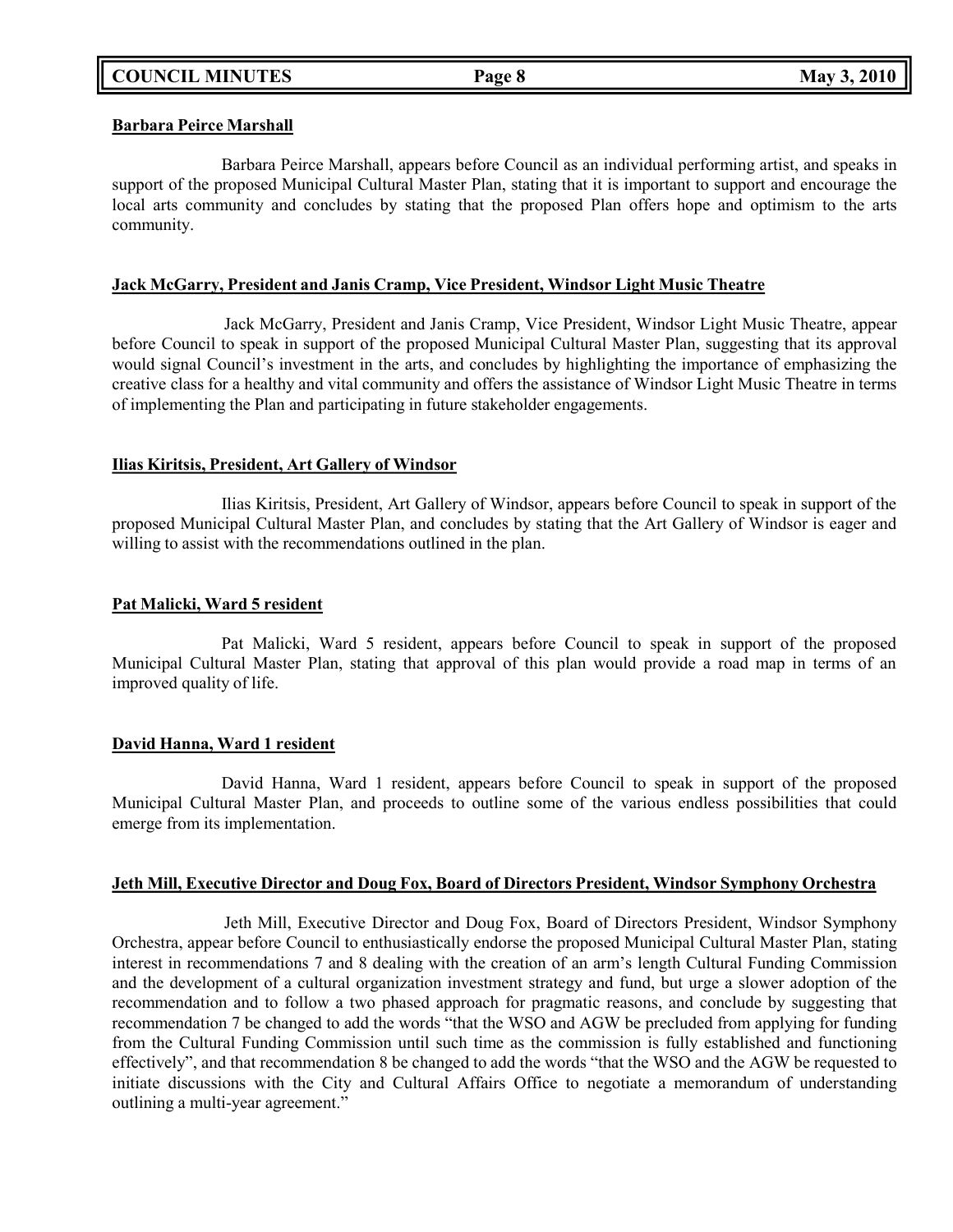**Barbara Peirce Marshall**

Barbara Peirce Marshall, appears before Council as an individual performing artist, and speaks in support of the proposed Municipal Cultural Master Plan, stating that it is important to support and encourage the local arts community and concludes by stating that the proposed Plan offers hope and optimism to the arts community.

**Jack McGarry, President and Janis Cramp, Vice President, Windsor Light Music Theatre**

Jack McGarry, President and Janis Cramp, Vice President, Windsor Light Music Theatre, appear before Council to speak in support of the proposed Municipal Cultural Master Plan, suggesting that its approval would signal Council's investment in the arts, and concludes by highlighting the importance of emphasizing the creative class for a healthy and vital community and offers the assistance of Windsor Light Music Theatre in terms of implementing the Plan and participating in future stakeholder engagements.

**Ilias Kiritsis, President, Art Gallery of Windsor**

Ilias Kiritsis, President, Art Gallery of Windsor, appears before Council to speak in support of the proposed Municipal Cultural Master Plan, and concludes by stating that the Art Gallery of Windsor is eager and willing to assist with the recommendations outlined in the plan.

**Pat Malicki, Ward 5 resident**

Pat Malicki, Ward 5 resident, appears before Council to speak in support of the proposed Municipal Cultural Master Plan, stating that approval of this plan would provide a road map in terms of an improved quality of life.

**David Hanna, Ward 1 resident**

David Hanna, Ward 1 resident, appears before Council to speak in support of the proposed Municipal Cultural Master Plan, and proceeds to outline some of the various endless possibilities that could emerge from its implementation.

**Jeth Mill, Executive Director and Doug Fox, Board of Directors President, Windsor Symphony Orchestra**

Jeth Mill, Executive Director and Doug Fox, Board of Directors President, Windsor Symphony Orchestra, appear before Council to enthusiastically endorse the proposed Municipal Cultural Master Plan, stating interest in recommendations 7 and 8 dealing with the creation of an arm's length Cultural Funding Commission and the development of a cultural organization investment strategy and fund, but urge a slower adoption of the recommendation and to follow a two phased approach for pragmatic reasons, and conclude by suggesting that recommendation 7 be changed to add the words "that the WSO and AGW be precluded from applying for funding from the Cultural Funding Commission until such time as the commission is fully established and functioning effectively", and that recommendation 8 be changed to add the words "that the WSO and the AGW be requested to initiate discussions with the City and Cultural Affairs Office to negotiate a memorandum of understanding outlining a multi-year agreement."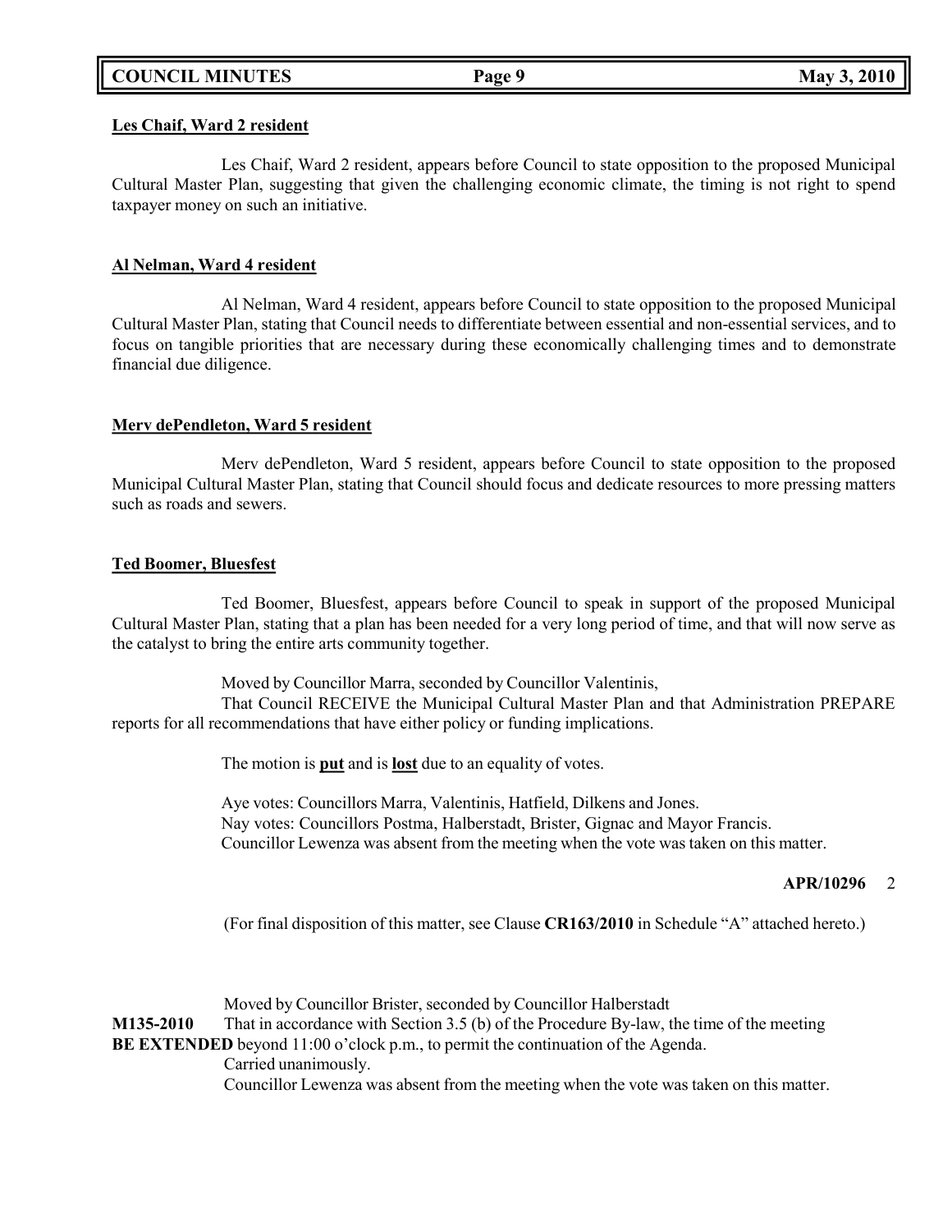**Les Chaif, Ward 2 resident**

Les Chaif, Ward 2 resident, appears before Council to state opposition to the proposed Municipal Cultural Master Plan, suggesting that given the challenging economic climate, the timing is not right to spend taxpayer money on such an initiative.

**Al Nelman, Ward 4 resident**

Al Nelman, Ward 4 resident, appears before Council to state opposition to the proposed Municipal Cultural Master Plan, stating that Council needs to differentiate between essential and non-essential services, and to focus on tangible priorities that are necessary during these economically challenging times and to demonstrate financial due diligence.

**Merv dePendleton, Ward 5 resident**

Merv dePendleton, Ward 5 resident, appears before Council to state opposition to the proposed Municipal Cultural Master Plan, stating that Council should focus and dedicate resources to more pressing matters such as roads and sewers.

**Ted Boomer, Bluesfest**

Ted Boomer, Bluesfest, appears before Council to speak in support of the proposed Municipal Cultural Master Plan, stating that a plan has been needed for a very long period of time, and that will now serve as the catalyst to bring the entire arts community together.

Moved by Councillor Marra, seconded by Councillor Valentinis,

That Council RECEIVE the Municipal Cultural Master Plan and that Administration PREPARE reports for all recommendations that have either policy or funding implications.

The motion is **put** and is **lost** due to an equality of votes.

Aye votes: Councillors Marra, Valentinis, Hatfield, Dilkens and Jones.
Nay votes: Councillors Postma, Halberstadt, Brister, Gignac and Mayor Francis.
Councillor Lewenza was absent from the meeting when the vote was taken on this matter.

**APR/10296** 2

(For final disposition of this matter, see Clause **CR163/2010** in Schedule "A" attached hereto.)

Moved by Councillor Brister, seconded by Councillor Halberstadt

**M135-2010** That in accordance with Section 3.5 (b) of the Procedure By-law, the time of the meeting **BE EXTENDED** beyond 11:00 o'clock p.m., to permit the continuation of the Agenda.

Carried unanimously.

Councillor Lewenza was absent from the meeting when the vote was taken on this matter.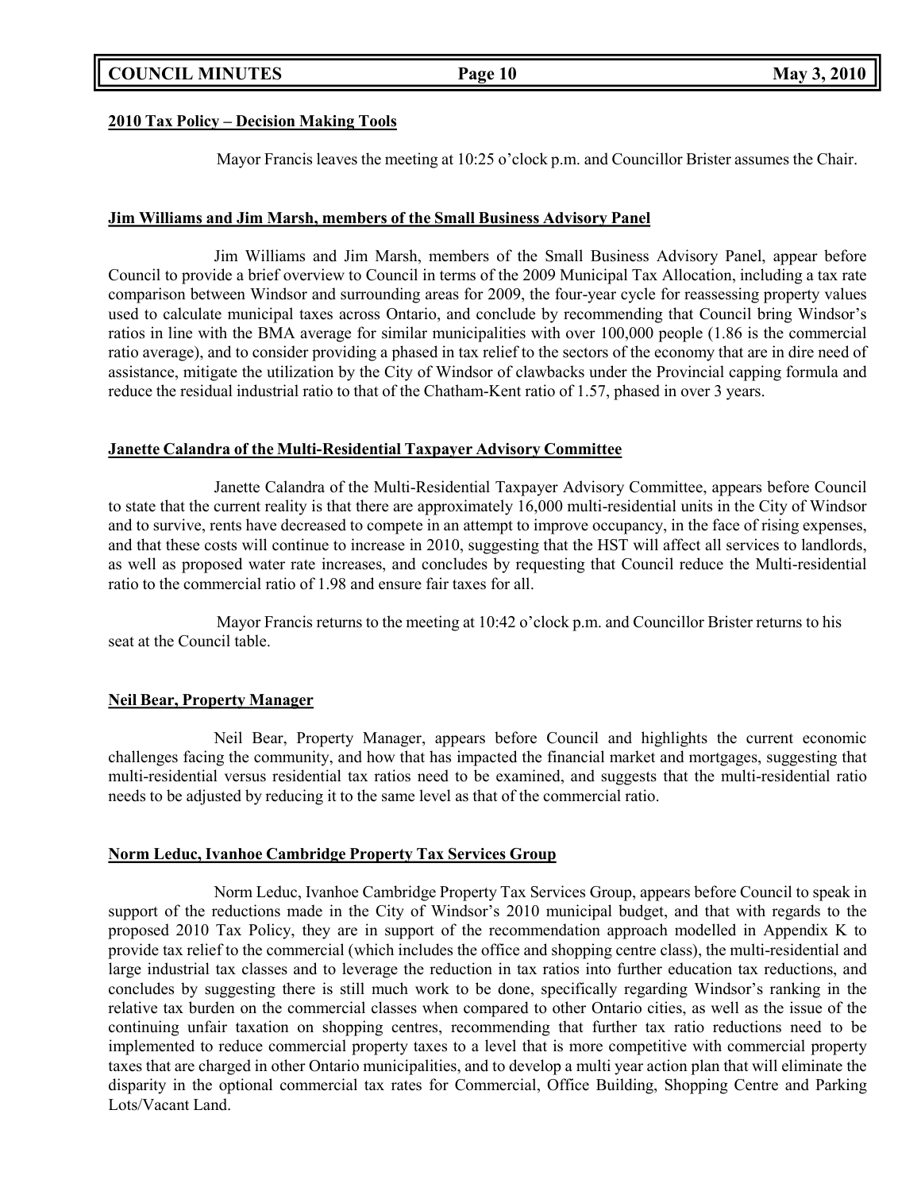**2010 Tax Policy – Decision Making Tools**

Mayor Francis leaves the meeting at 10:25 o'clock p.m. and Councillor Brister assumes the Chair.

**Jim Williams and Jim Marsh, members of the Small Business Advisory Panel**

Jim Williams and Jim Marsh, members of the Small Business Advisory Panel, appear before Council to provide a brief overview to Council in terms of the 2009 Municipal Tax Allocation, including a tax rate comparison between Windsor and surrounding areas for 2009, the four-year cycle for reassessing property values used to calculate municipal taxes across Ontario, and conclude by recommending that Council bring Windsor's ratios in line with the BMA average for similar municipalities with over 100,000 people (1.86 is the commercial ratio average), and to consider providing a phased in tax relief to the sectors of the economy that are in dire need of assistance, mitigate the utilization by the City of Windsor of clawbacks under the Provincial capping formula and reduce the residual industrial ratio to that of the Chatham-Kent ratio of 1.57, phased in over 3 years.

**Janette Calandra of the Multi-Residential Taxpayer Advisory Committee**

Janette Calandra of the Multi-Residential Taxpayer Advisory Committee, appears before Council to state that the current reality is that there are approximately 16,000 multi-residential units in the City of Windsor and to survive, rents have decreased to compete in an attempt to improve occupancy, in the face of rising expenses, and that these costs will continue to increase in 2010, suggesting that the HST will affect all services to landlords, as well as proposed water rate increases, and concludes by requesting that Council reduce the Multi-residential ratio to the commercial ratio of 1.98 and ensure fair taxes for all.

Mayor Francis returns to the meeting at 10:42 o'clock p.m. and Councillor Brister returns to his seat at the Council table.

**Neil Bear, Property Manager**

Neil Bear, Property Manager, appears before Council and highlights the current economic challenges facing the community, and how that has impacted the financial market and mortgages, suggesting that multi-residential versus residential tax ratios need to be examined, and suggests that the multi-residential ratio needs to be adjusted by reducing it to the same level as that of the commercial ratio.

**Norm Leduc, Ivanhoe Cambridge Property Tax Services Group**

Norm Leduc, Ivanhoe Cambridge Property Tax Services Group, appears before Council to speak in support of the reductions made in the City of Windsor's 2010 municipal budget, and that with regards to the proposed 2010 Tax Policy, they are in support of the recommendation approach modelled in Appendix K to provide tax relief to the commercial (which includes the office and shopping centre class), the multi-residential and large industrial tax classes and to leverage the reduction in tax ratios into further education tax reductions, and concludes by suggesting there is still much work to be done, specifically regarding Windsor's ranking in the relative tax burden on the commercial classes when compared to other Ontario cities, as well as the issue of the continuing unfair taxation on shopping centres, recommending that further tax ratio reductions need to be implemented to reduce commercial property taxes to a level that is more competitive with commercial property taxes that are charged in other Ontario municipalities, and to develop a multi year action plan that will eliminate the disparity in the optional commercial tax rates for Commercial, Office Building, Shopping Centre and Parking Lots/Vacant Land.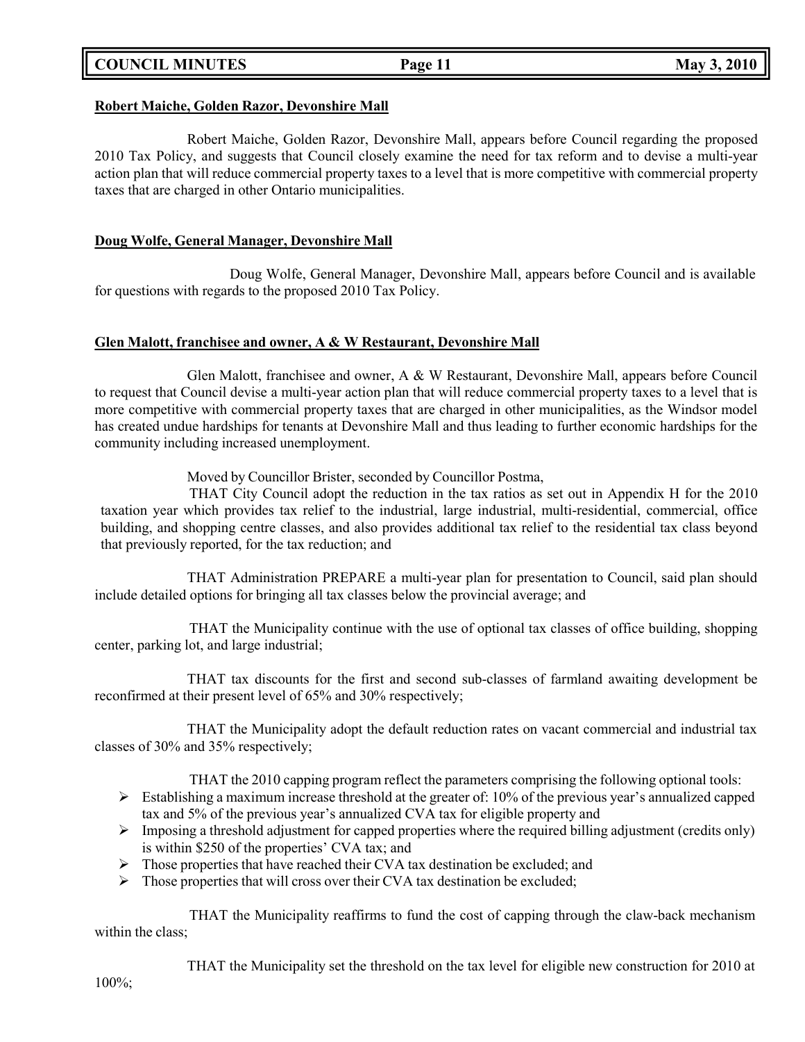**Robert Maiche, Golden Razor, Devonshire Mall**

Robert Maiche, Golden Razor, Devonshire Mall, appears before Council regarding the proposed 2010 Tax Policy, and suggests that Council closely examine the need for tax reform and to devise a multi-year action plan that will reduce commercial property taxes to a level that is more competitive with commercial property taxes that are charged in other Ontario municipalities.

**Doug Wolfe, General Manager, Devonshire Mall**

Doug Wolfe, General Manager, Devonshire Mall, appears before Council and is available for questions with regards to the proposed 2010 Tax Policy.

**Glen Malott, franchisee and owner, A & W Restaurant, Devonshire Mall**

Glen Malott, franchisee and owner, A & W Restaurant, Devonshire Mall, appears before Council to request that Council devise a multi-year action plan that will reduce commercial property taxes to a level that is more competitive with commercial property taxes that are charged in other municipalities, as the Windsor model has created undue hardships for tenants at Devonshire Mall and thus leading to further economic hardships for the community including increased unemployment.

Moved by Councillor Brister, seconded by Councillor Postma,

THAT City Council adopt the reduction in the tax ratios as set out in Appendix H for the 2010 taxation year which provides tax relief to the industrial, large industrial, multi-residential, commercial, office building, and shopping centre classes, and also provides additional tax relief to the residential tax class beyond that previously reported, for the tax reduction; and

THAT Administration PREPARE a multi-year plan for presentation to Council, said plan should include detailed options for bringing all tax classes below the provincial average; and

THAT the Municipality continue with the use of optional tax classes of office building, shopping center, parking lot, and large industrial;

THAT tax discounts for the first and second sub-classes of farmland awaiting development be reconfirmed at their present level of 65% and 30% respectively;

THAT the Municipality adopt the default reduction rates on vacant commercial and industrial tax classes of 30% and 35% respectively;

THAT the 2010 capping program reflect the parameters comprising the following optional tools:

- Establishing a maximum increase threshold at the greater of: 10% of the previous year's annualized capped tax and 5% of the previous year's annualized CVA tax for eligible property and
- Imposing a threshold adjustment for capped properties where the required billing adjustment (credits only) is within $250 of the properties' CVA tax; and
- Those properties that have reached their CVA tax destination be excluded; and
- Those properties that will cross over their CVA tax destination be excluded;

THAT the Municipality reaffirms to fund the cost of capping through the claw-back mechanism within the class;

THAT the Municipality set the threshold on the tax level for eligible new construction for 2010 at 100%;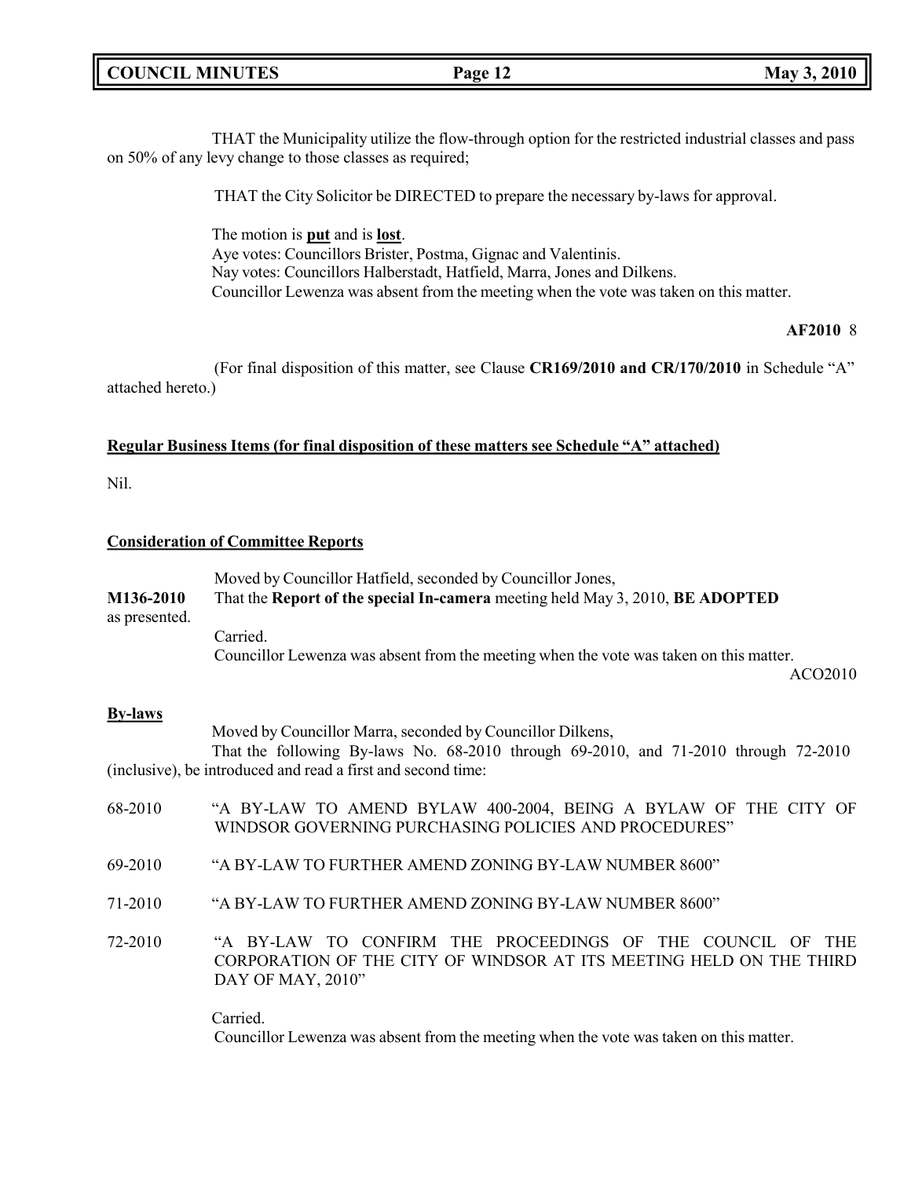THAT the Municipality utilize the flow-through option for the restricted industrial classes and pass on 50% of any levy change to those classes as required;

THAT the City Solicitor be DIRECTED to prepare the necessary by-laws for approval.

The motion is **put** and is **lost**.
Aye votes: Councillors Brister, Postma, Gignac and Valentinis.
Nay votes: Councillors Halberstadt, Hatfield, Marra, Jones and Dilkens.
Councillor Lewenza was absent from the meeting when the vote was taken on this matter.

**AF2010** 8

(For final disposition of this matter, see Clause **CR169/2010 and CR/170/2010** in Schedule "A" attached hereto.)

**Regular Business Items (for final disposition of these matters see Schedule "A" attached)**

Nil.

**Consideration of Committee Reports**

Moved by Councillor Hatfield, seconded by Councillor Jones,

**M136-2010** That the **Report of the special In-camera** meeting held May 3, 2010, **BE ADOPTED** as presented.

Carried.
Councillor Lewenza was absent from the meeting when the vote was taken on this matter.

ACO2010

**By-laws**

Moved by Councillor Marra, seconded by Councillor Dilkens,

That the following By-laws No. 68-2010 through 69-2010, and 71-2010 through 72-2010 (inclusive), be introduced and read a first and second time:

68-2010 "A BY-LAW TO AMEND BYLAW 400-2004, BEING A BYLAW OF THE CITY OF WINDSOR GOVERNING PURCHASING POLICIES AND PROCEDURES"

69-2010 "A BY-LAW TO FURTHER AMEND ZONING BY-LAW NUMBER 8600"

71-2010 "A BY-LAW TO FURTHER AMEND ZONING BY-LAW NUMBER 8600"

72-2010 "A BY-LAW TO CONFIRM THE PROCEEDINGS OF THE COUNCIL OF THE CORPORATION OF THE CITY OF WINDSOR AT ITS MEETING HELD ON THE THIRD DAY OF MAY, 2010"

Carried.
Councillor Lewenza was absent from the meeting when the vote was taken on this matter.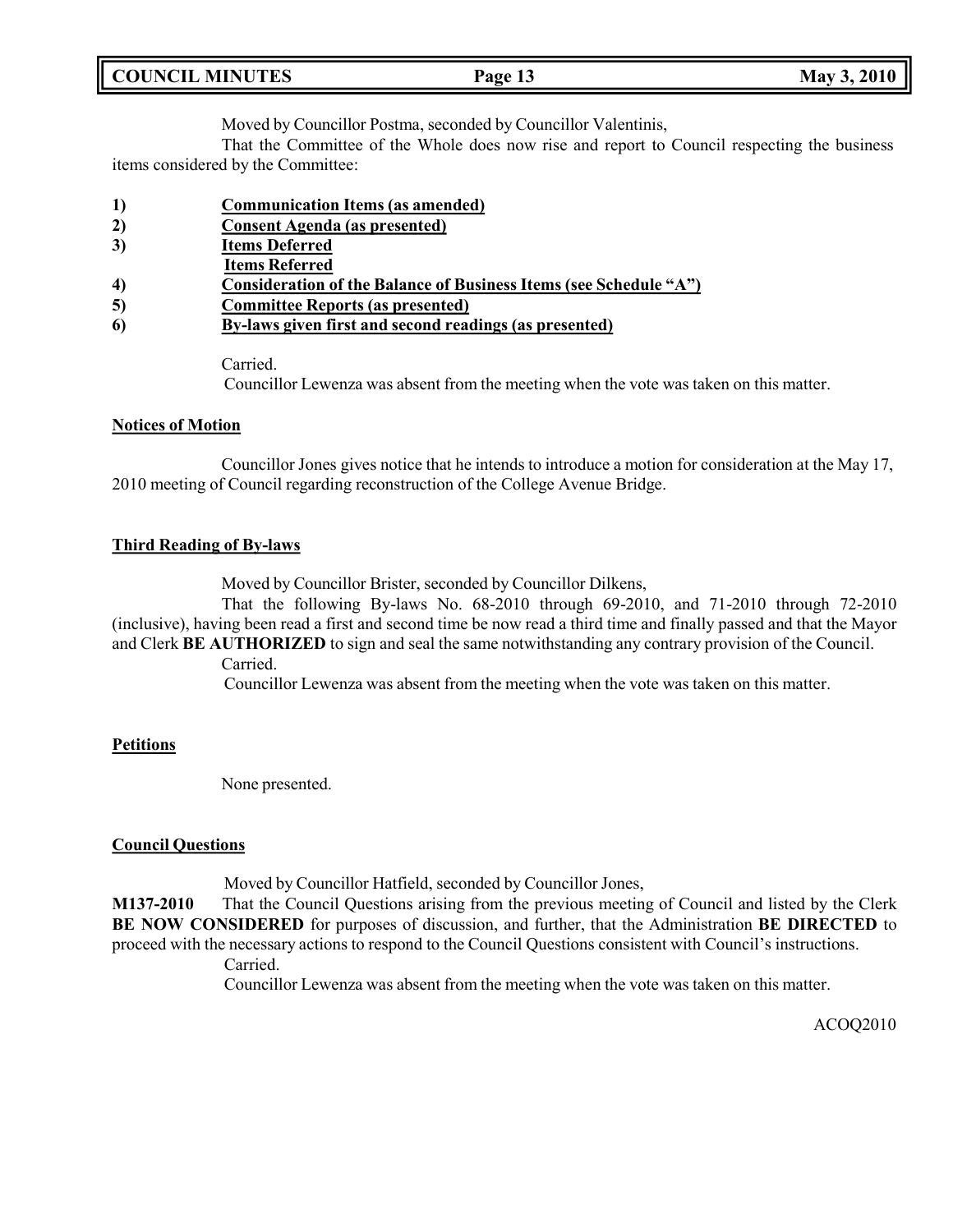Moved by Councillor Postma, seconded by Councillor Valentinis,

That the Committee of the Whole does now rise and report to Council respecting the business items considered by the Committee:

1) **Communication Items (as amended)**
2) **Consent Agenda (as presented)**
3) **Items Deferred**
   **Items Referred**
4) **Consideration of the Balance of Business Items (see Schedule "A")**
5) **Committee Reports (as presented)**
6) **By-laws given first and second readings (as presented)**

Carried.

Councillor Lewenza was absent from the meeting when the vote was taken on this matter.

**Notices of Motion**

Councillor Jones gives notice that he intends to introduce a motion for consideration at the May 17, 2010 meeting of Council regarding reconstruction of the College Avenue Bridge.

**Third Reading of By-laws**

Moved by Councillor Brister, seconded by Councillor Dilkens,

That the following By-laws No. 68-2010 through 69-2010, and 71-2010 through 72-2010 (inclusive), having been read a first and second time be now read a third time and finally passed and that the Mayor and Clerk **BE AUTHORIZED** to sign and seal the same notwithstanding any contrary provision of the Council.

Carried.

Councillor Lewenza was absent from the meeting when the vote was taken on this matter.

**Petitions**

None presented.

**Council Questions**

Moved by Councillor Hatfield, seconded by Councillor Jones,

**M137-2010** That the Council Questions arising from the previous meeting of Council and listed by the Clerk **BE NOW CONSIDERED** for purposes of discussion, and further, that the Administration **BE DIRECTED** to proceed with the necessary actions to respond to the Council Questions consistent with Council's instructions.

Carried.

Councillor Lewenza was absent from the meeting when the vote was taken on this matter.

ACOQ2010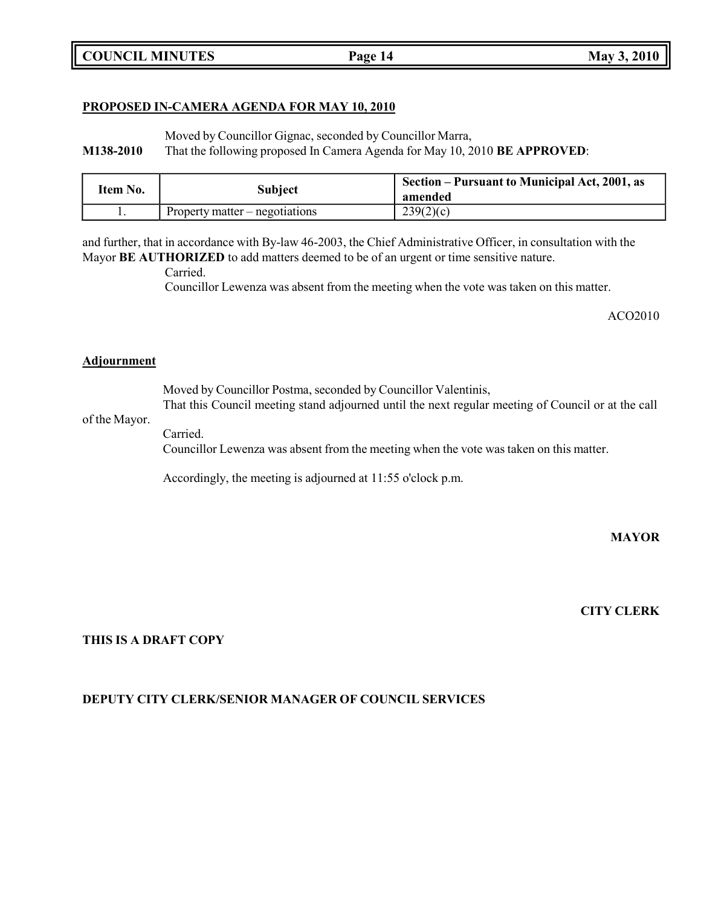**PROPOSED IN-CAMERA AGENDA FOR MAY 10, 2010**

Moved by Councillor Gignac, seconded by Councillor Marra,

**M138-2010** That the following proposed In Camera Agenda for May 10, 2010 **BE APPROVED**:

| Item No. | Subject | Section – Pursuant to Municipal Act, 2001, as amended |
|---|---|---|
| 1. | Property matter – negotiations | 239(2)(c) |

and further, that in accordance with By-law 46-2003, the Chief Administrative Officer, in consultation with the Mayor **BE AUTHORIZED** to add matters deemed to be of an urgent or time sensitive nature.

Carried.

Councillor Lewenza was absent from the meeting when the vote was taken on this matter.

ACO2010

**Adjournment**

Moved by Councillor Postma, seconded by Councillor Valentinis,

That this Council meeting stand adjourned until the next regular meeting of Council or at the call of the Mayor.

Carried.

Councillor Lewenza was absent from the meeting when the vote was taken on this matter.

Accordingly, the meeting is adjourned at 11:55 o'clock p.m.

**MAYOR**

**CITY CLERK**

**THIS IS A DRAFT COPY**

**DEPUTY CITY CLERK/SENIOR MANAGER OF COUNCIL SERVICES**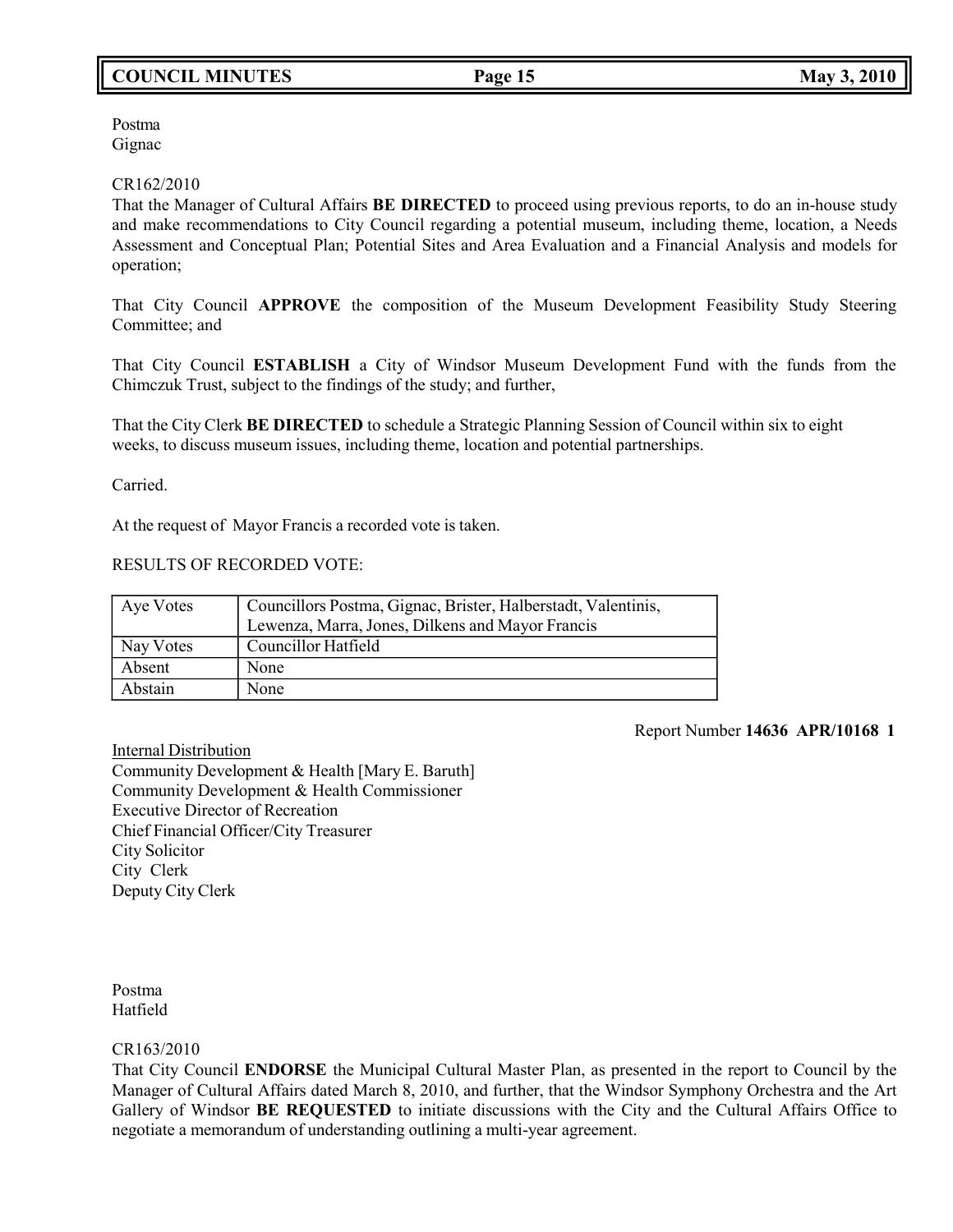Postma
Gignac

CR162/2010
That the Manager of Cultural Affairs **BE DIRECTED** to proceed using previous reports, to do an in-house study and make recommendations to City Council regarding a potential museum, including theme, location, a Needs Assessment and Conceptual Plan; Potential Sites and Area Evaluation and a Financial Analysis and models for operation;

That City Council **APPROVE** the composition of the Museum Development Feasibility Study Steering Committee; and

That City Council **ESTABLISH** a City of Windsor Museum Development Fund with the funds from the Chimczuk Trust, subject to the findings of the study; and further,

That the City Clerk **BE DIRECTED** to schedule a Strategic Planning Session of Council within six to eight weeks, to discuss museum issues, including theme, location and potential partnerships.

Carried.

At the request of Mayor Francis a recorded vote is taken.

RESULTS OF RECORDED VOTE:

| Aye Votes | Councillors Postma, Gignac, Brister, Halberstadt, Valentinis, Lewenza, Marra, Jones, Dilkens and Mayor Francis |
|---|---|
| Nay Votes | Councillor Hatfield |
| Absent | None |
| Abstain | None |

Report Number **14636 APR/10168 1**

Internal Distribution
Community Development & Health [Mary E. Baruth]
Community Development & Health Commissioner
Executive Director of Recreation
Chief Financial Officer/City Treasurer
City Solicitor
City Clerk
Deputy City Clerk

Postma
Hatfield

CR163/2010
That City Council **ENDORSE** the Municipal Cultural Master Plan, as presented in the report to Council by the Manager of Cultural Affairs dated March 8, 2010, and further, that the Windsor Symphony Orchestra and the Art Gallery of Windsor **BE REQUESTED** to initiate discussions with the City and the Cultural Affairs Office to negotiate a memorandum of understanding outlining a multi-year agreement.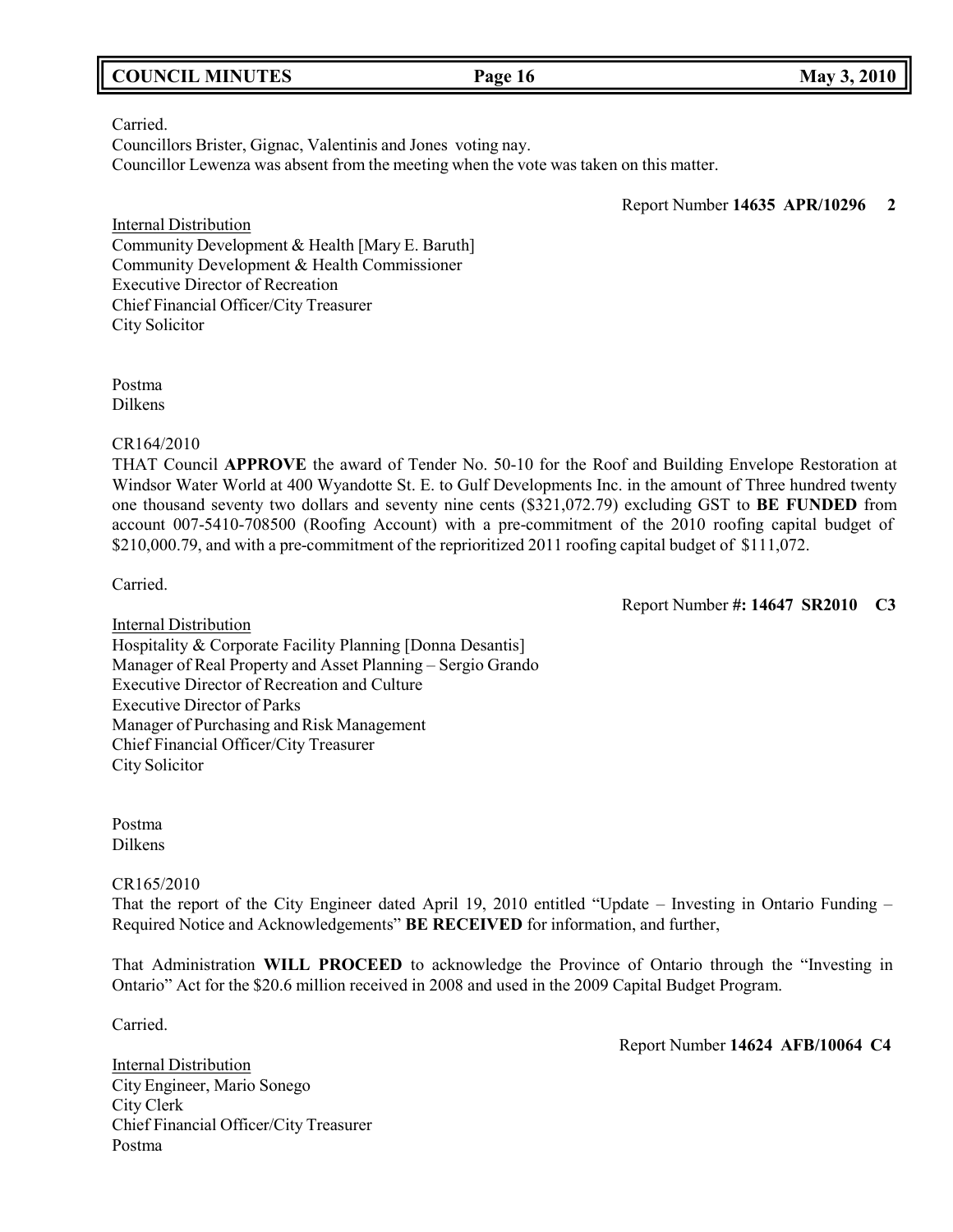Carried.
Councillors Brister, Gignac, Valentinis and Jones voting nay.
Councillor Lewenza was absent from the meeting when the vote was taken on this matter.

Report Number **14635 APR/10296 2**

Internal Distribution
Community Development & Health [Mary E. Baruth]
Community Development & Health Commissioner
Executive Director of Recreation
Chief Financial Officer/City Treasurer
City Solicitor

Postma
Dilkens

CR164/2010
THAT Council **APPROVE** the award of Tender No. 50-10 for the Roof and Building Envelope Restoration at Windsor Water World at 400 Wyandotte St. E. to Gulf Developments Inc. in the amount of Three hundred twenty one thousand seventy two dollars and seventy nine cents ($321,072.79) excluding GST to **BE FUNDED** from account 007-5410-708500 (Roofing Account) with a pre-commitment of the 2010 roofing capital budget of $210,000.79, and with a pre-commitment of the reprioritized 2011 roofing capital budget of $111,072.

Carried.

Report Number **#: 14647 SR2010 C3**

Internal Distribution
Hospitality & Corporate Facility Planning [Donna Desantis]
Manager of Real Property and Asset Planning – Sergio Grando
Executive Director of Recreation and Culture
Executive Director of Parks
Manager of Purchasing and Risk Management
Chief Financial Officer/City Treasurer
City Solicitor

Postma
Dilkens

CR165/2010
That the report of the City Engineer dated April 19, 2010 entitled "Update – Investing in Ontario Funding – Required Notice and Acknowledgements" **BE RECEIVED** for information, and further,

That Administration **WILL PROCEED** to acknowledge the Province of Ontario through the "Investing in Ontario" Act for the $20.6 million received in 2008 and used in the 2009 Capital Budget Program.

Carried.

Report Number **14624 AFB/10064 C4**

Internal Distribution
City Engineer, Mario Sonego
City Clerk
Chief Financial Officer/City Treasurer
Postma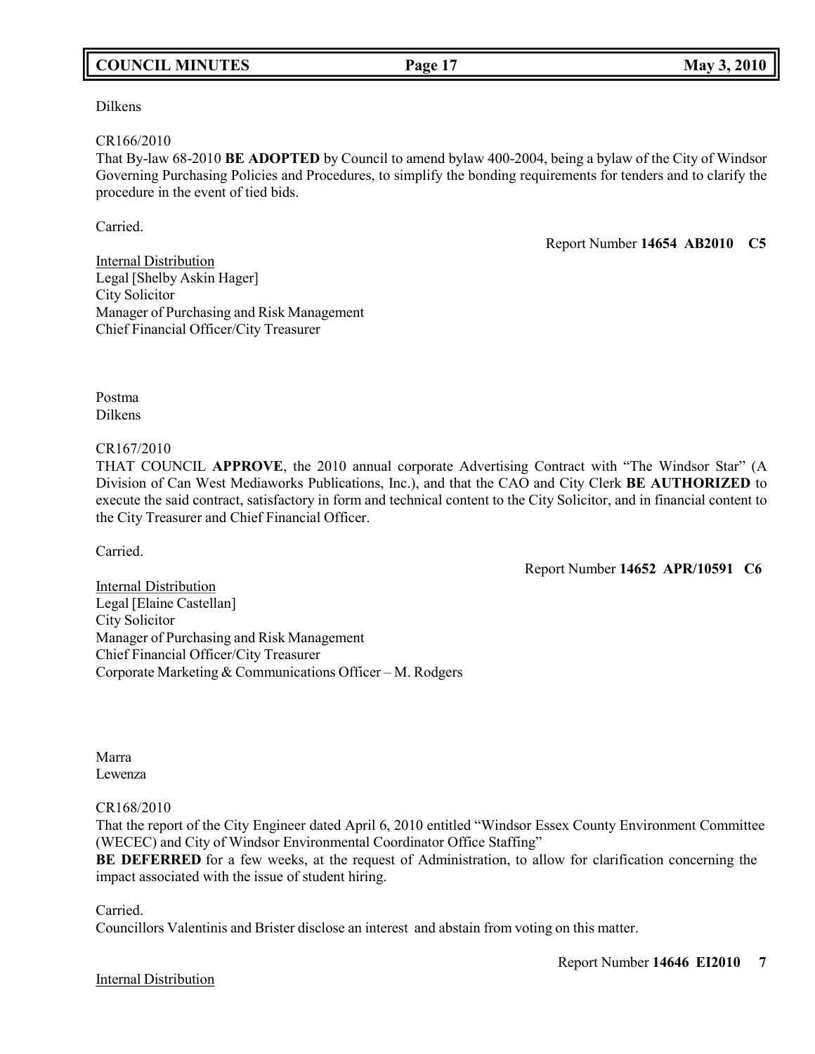Dilkens

CR166/2010

That By-law 68-2010 **BE ADOPTED** by Council to amend bylaw 400-2004, being a bylaw of the City of Windsor Governing Purchasing Policies and Procedures, to simplify the bonding requirements for tenders and to clarify the procedure in the event of tied bids.

Carried.

Report Number **14654 AB2010 C5**

Internal Distribution
Legal [Shelby Askin Hager]
City Solicitor
Manager of Purchasing and Risk Management
Chief Financial Officer/City Treasurer

Postma
Dilkens

CR167/2010

THAT COUNCIL **APPROVE**, the 2010 annual corporate Advertising Contract with "The Windsor Star" (A Division of Can West Mediaworks Publications, Inc.), and that the CAO and City Clerk **BE AUTHORIZED** to execute the said contract, satisfactory in form and technical content to the City Solicitor, and in financial content to the City Treasurer and Chief Financial Officer.

Carried.

Report Number **14652 APR/10591 C6**

Internal Distribution
Legal [Elaine Castellan]
City Solicitor
Manager of Purchasing and Risk Management
Chief Financial Officer/City Treasurer
Corporate Marketing & Communications Officer – M. Rodgers

Marra
Lewenza

CR168/2010

That the report of the City Engineer dated April 6, 2010 entitled "Windsor Essex County Environment Committee (WECEC) and City of Windsor Environmental Coordinator Office Staffing"
**BE DEFERRED** for a few weeks, at the request of Administration, to allow for clarification concerning the impact associated with the issue of student hiring.

Carried.
Councillors Valentinis and Brister disclose an interest and abstain from voting on this matter.

Report Number **14646 EI2010 7**

Internal Distribution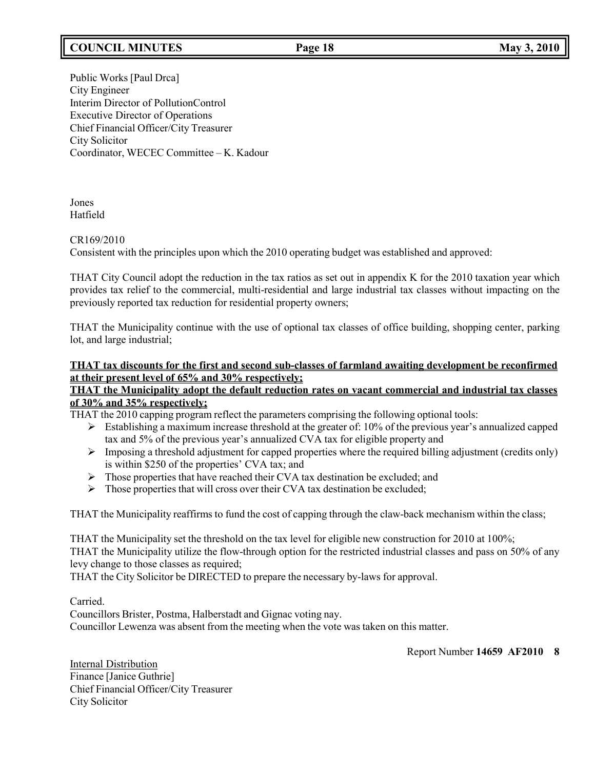Public Works [Paul Drca]
City Engineer
Interim Director of PollutionControl
Executive Director of Operations
Chief Financial Officer/City Treasurer
City Solicitor
Coordinator, WECEC Committee – K. Kadour

Jones
Hatfield

CR169/2010
Consistent with the principles upon which the 2010 operating budget was established and approved:

THAT City Council adopt the reduction in the tax ratios as set out in appendix K for the 2010 taxation year which provides tax relief to the commercial, multi-residential and large industrial tax classes without impacting on the previously reported tax reduction for residential property owners;

THAT the Municipality continue with the use of optional tax classes of office building, shopping center, parking lot, and large industrial;

**<u>THAT tax discounts for the first and second sub-classes of farmland awaiting development be reconfirmed at their present level of 65% and 30% respectively;</u>**
**<u>THAT the Municipality adopt the default reduction rates on vacant commercial and industrial tax classes of 30% and 35% respectively;</u>**
THAT the 2010 capping program reflect the parameters comprising the following optional tools:

- Establishing a maximum increase threshold at the greater of: 10% of the previous year's annualized capped tax and 5% of the previous year's annualized CVA tax for eligible property and
- Imposing a threshold adjustment for capped properties where the required billing adjustment (credits only) is within $250 of the properties' CVA tax; and
- Those properties that have reached their CVA tax destination be excluded; and
- Those properties that will cross over their CVA tax destination be excluded;

THAT the Municipality reaffirms to fund the cost of capping through the claw-back mechanism within the class;

THAT the Municipality set the threshold on the tax level for eligible new construction for 2010 at 100%;
THAT the Municipality utilize the flow-through option for the restricted industrial classes and pass on 50% of any levy change to those classes as required;
THAT the City Solicitor be DIRECTED to prepare the necessary by-laws for approval.

Carried.
Councillors Brister, Postma, Halberstadt and Gignac voting nay.
Councillor Lewenza was absent from the meeting when the vote was taken on this matter.

Report Number **14659 AF2010 8**

<u>Internal Distribution</u>
Finance [Janice Guthrie]
Chief Financial Officer/City Treasurer
City Solicitor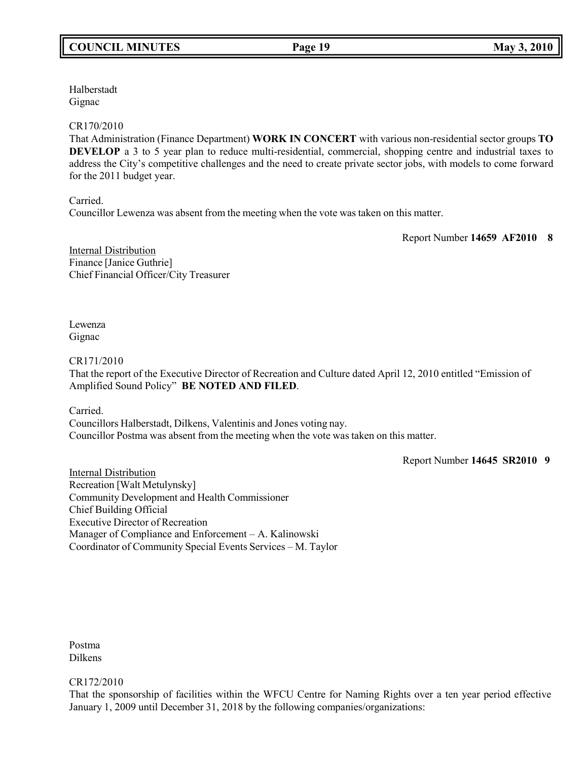Halberstadt
Gignac

CR170/2010
That Administration (Finance Department) **WORK IN CONCERT** with various non-residential sector groups **TO DEVELOP** a 3 to 5 year plan to reduce multi-residential, commercial, shopping centre and industrial taxes to address the City's competitive challenges and the need to create private sector jobs, with models to come forward for the 2011 budget year.

Carried.
Councillor Lewenza was absent from the meeting when the vote was taken on this matter.

Report Number **14659 AF2010 8**

Internal Distribution
Finance [Janice Guthrie]
Chief Financial Officer/City Treasurer

Lewenza
Gignac

CR171/2010
That the report of the Executive Director of Recreation and Culture dated April 12, 2010 entitled "Emission of Amplified Sound Policy" **BE NOTED AND FILED**.

Carried.
Councillors Halberstadt, Dilkens, Valentinis and Jones voting nay.
Councillor Postma was absent from the meeting when the vote was taken on this matter.

Report Number **14645 SR2010 9**

Internal Distribution
Recreation [Walt Metulynsky]
Community Development and Health Commissioner
Chief Building Official
Executive Director of Recreation
Manager of Compliance and Enforcement – A. Kalinowski
Coordinator of Community Special Events Services – M. Taylor

Postma
Dilkens

CR172/2010
That the sponsorship of facilities within the WFCU Centre for Naming Rights over a ten year period effective January 1, 2009 until December 31, 2018 by the following companies/organizations: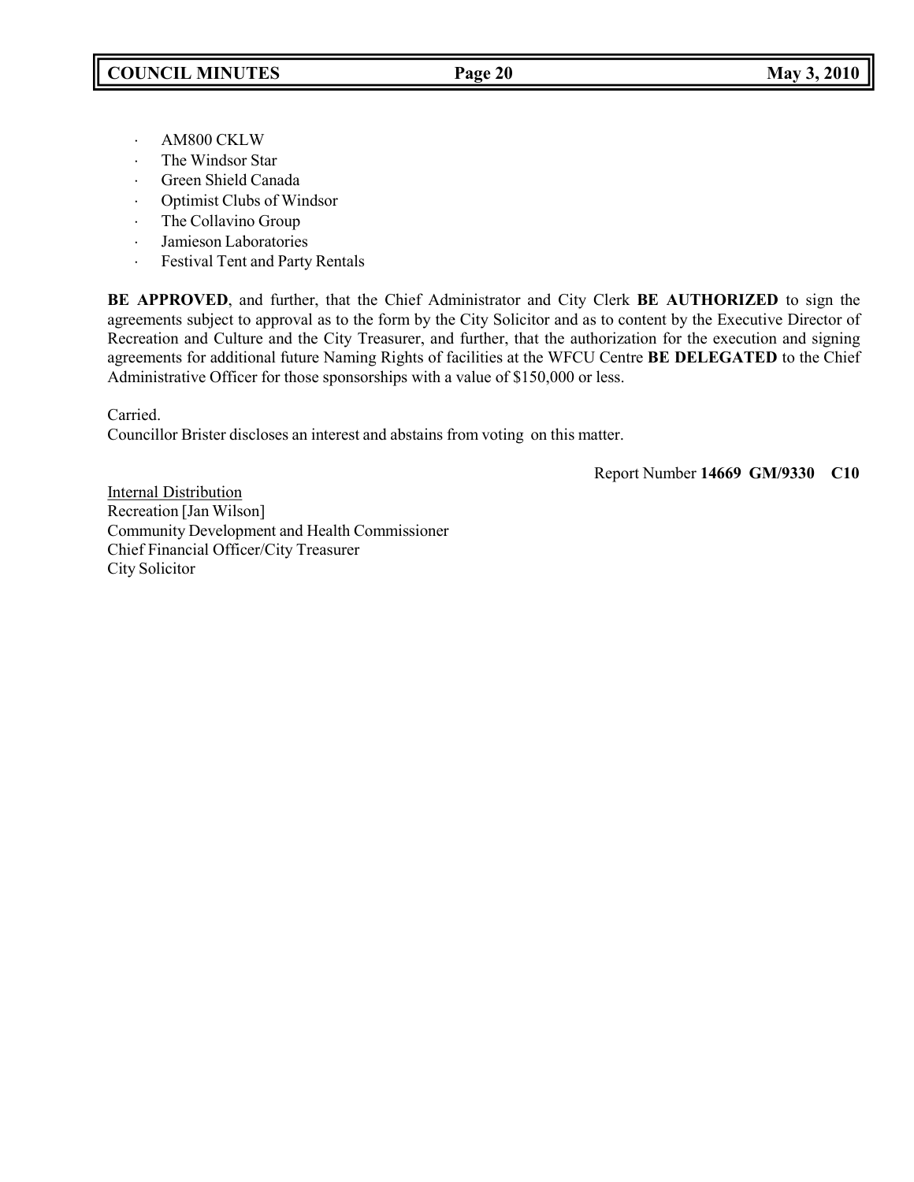- AM800 CKLW
- The Windsor Star
- Green Shield Canada
- Optimist Clubs of Windsor
- The Collavino Group
- Jamieson Laboratories
- Festival Tent and Party Rentals

**BE APPROVED**, and further, that the Chief Administrator and City Clerk **BE AUTHORIZED** to sign the agreements subject to approval as to the form by the City Solicitor and as to content by the Executive Director of Recreation and Culture and the City Treasurer, and further, that the authorization for the execution and signing agreements for additional future Naming Rights of facilities at the WFCU Centre **BE DELEGATED** to the Chief Administrative Officer for those sponsorships with a value of $150,000 or less.

Carried.
Councillor Brister discloses an interest and abstains from voting on this matter.

Report Number **14669 GM/9330 C10**

Internal Distribution
Recreation [Jan Wilson]
Community Development and Health Commissioner
Chief Financial Officer/City Treasurer
City Solicitor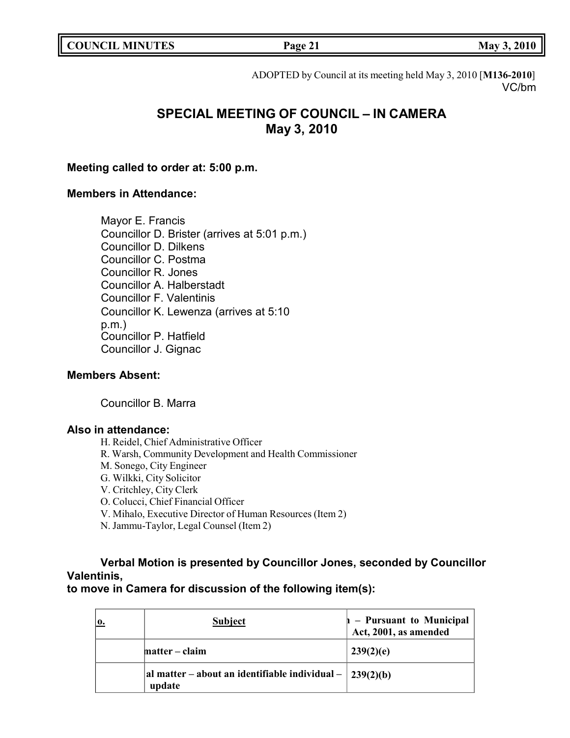ADOPTED by Council at its meeting held May 3, 2010 [**M136-2010**]
VC/bm

# SPECIAL MEETING OF COUNCIL – IN CAMERA
## May 3, 2010

**Meeting called to order at: 5:00 p.m.**

**Members in Attendance:**

Mayor E. Francis
Councillor D. Brister (arrives at 5:01 p.m.)
Councillor D. Dilkens
Councillor C. Postma
Councillor R. Jones
Councillor A. Halberstadt
Councillor F. Valentinis
Councillor K. Lewenza (arrives at 5:10 p.m.)
Councillor P. Hatfield
Councillor J. Gignac

**Members Absent:**

Councillor B. Marra

**Also in attendance:**

H. Reidel, Chief Administrative Officer
R. Warsh, Community Development and Health Commissioner
M. Sonego, City Engineer
G. Wilkki, City Solicitor
V. Critchley, City Clerk
O. Colucci, Chief Financial Officer
V. Mihalo, Executive Director of Human Resources (Item 2)
N. Jammu-Taylor, Legal Counsel (Item 2)

**Verbal Motion is presented by Councillor Jones, seconded by Councillor Valentinis,
to move in Camera for discussion of the following item(s):**

| o. | Subject | – Pursuant to Municipal Act, 2001, as amended |
|---|---|---|
| | matter – claim | 239(2)(e) |
| | al matter – about an identifiable individual – update | 239(2)(b) |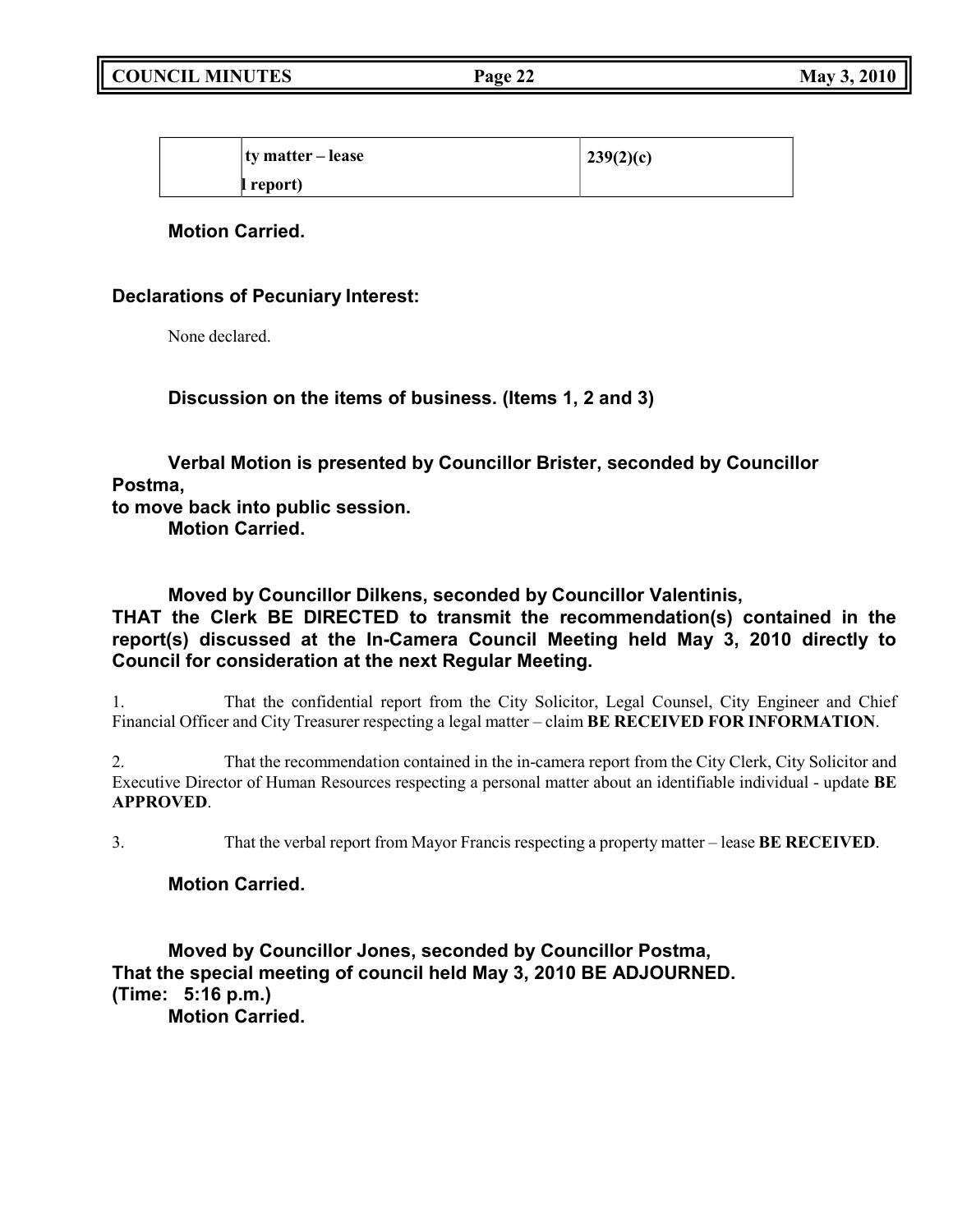| | | |
|---|---|---|
| | ty matter – lease<br>l report) | 239(2)(c) |

**Motion Carried.**

**Declarations of Pecuniary Interest:**

None declared.

**Discussion on the items of business. (Items 1, 2 and 3)**

**Verbal Motion is presented by Councillor Brister, seconded by Councillor Postma,
to move back into public session.**
**Motion Carried.**

**Moved by Councillor Dilkens, seconded by Councillor Valentinis,
THAT the Clerk BE DIRECTED to transmit the recommendation(s) contained in the report(s) discussed at the In-Camera Council Meeting held May 3, 2010 directly to Council for consideration at the next Regular Meeting.**

1. That the confidential report from the City Solicitor, Legal Counsel, City Engineer and Chief Financial Officer and City Treasurer respecting a legal matter – claim **BE RECEIVED FOR INFORMATION**.

2. That the recommendation contained in the in-camera report from the City Clerk, City Solicitor and Executive Director of Human Resources respecting a personal matter about an identifiable individual - update **BE APPROVED**.

3. That the verbal report from Mayor Francis respecting a property matter – lease **BE RECEIVED**.

**Motion Carried.**

**Moved by Councillor Jones, seconded by Councillor Postma,
That the special meeting of council held May 3, 2010 BE ADJOURNED.
(Time: 5:16 p.m.)**
**Motion Carried.**